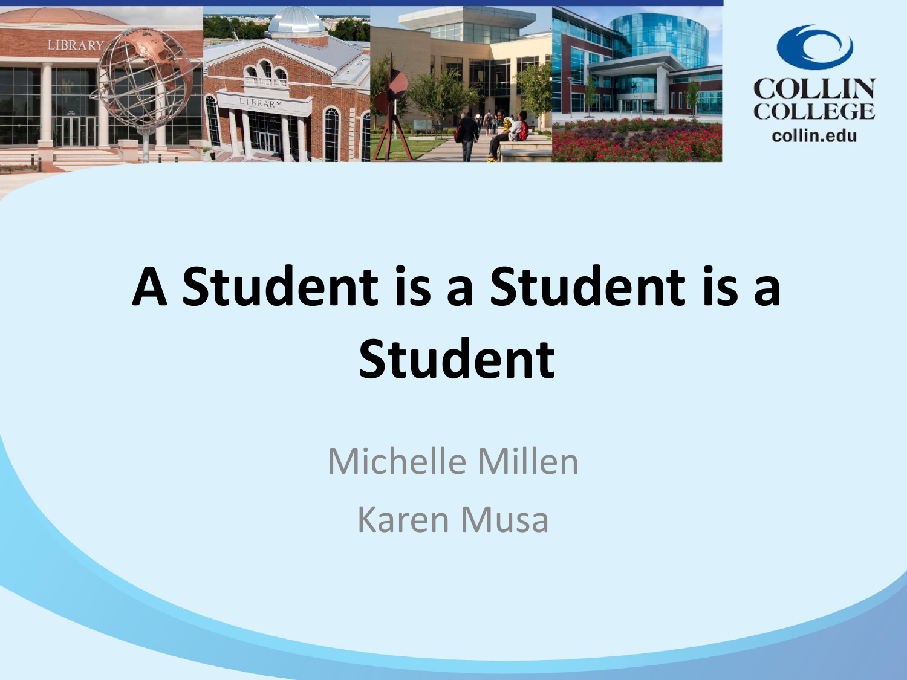# A Student is a Student is a Student

Michelle Millen

Karen Musa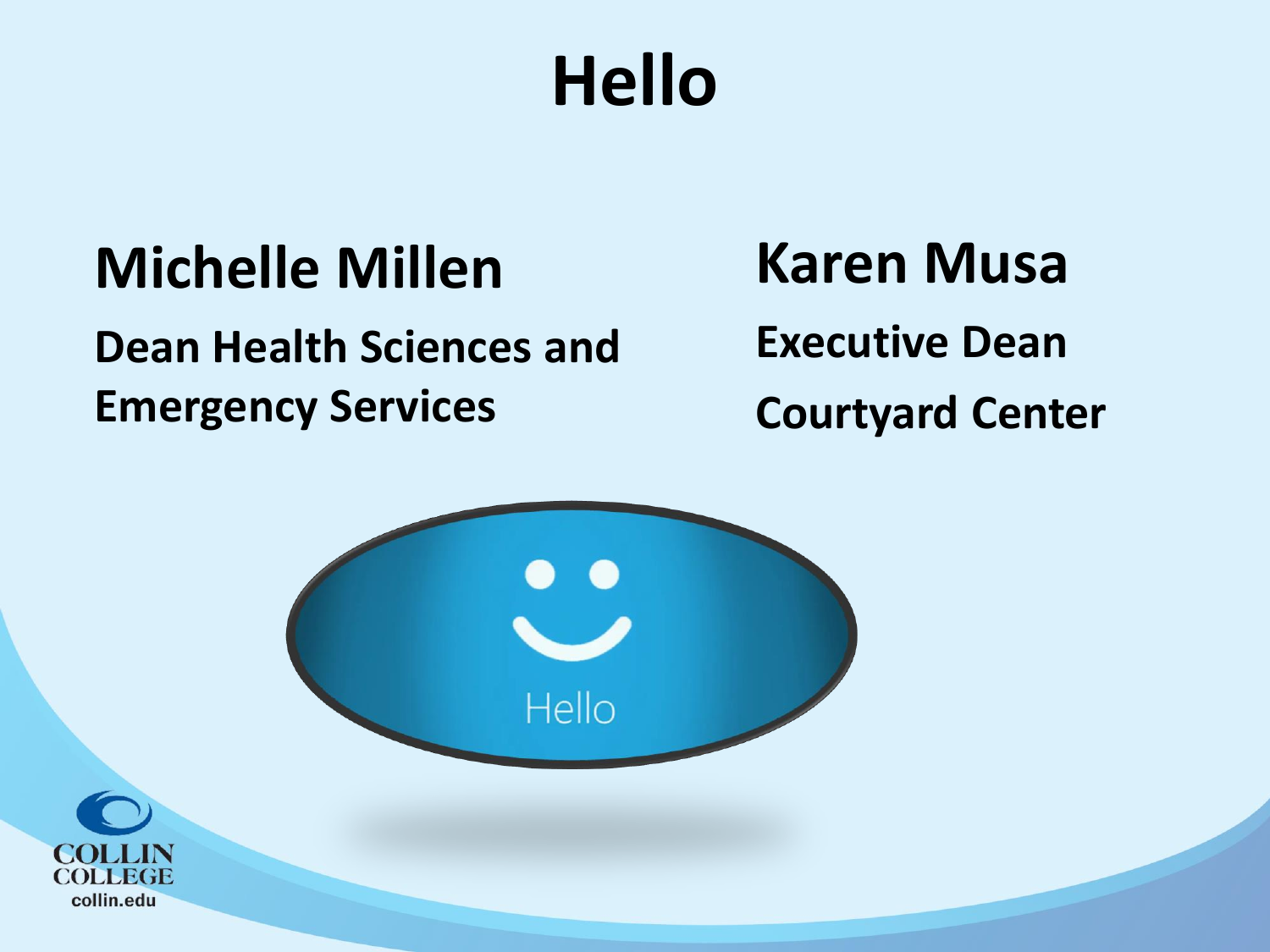# Hello

**Michelle Millen**

**Dean Health Sciences and Emergency Services**

**Karen Musa**

**Executive Dean**

**Courtyard Center**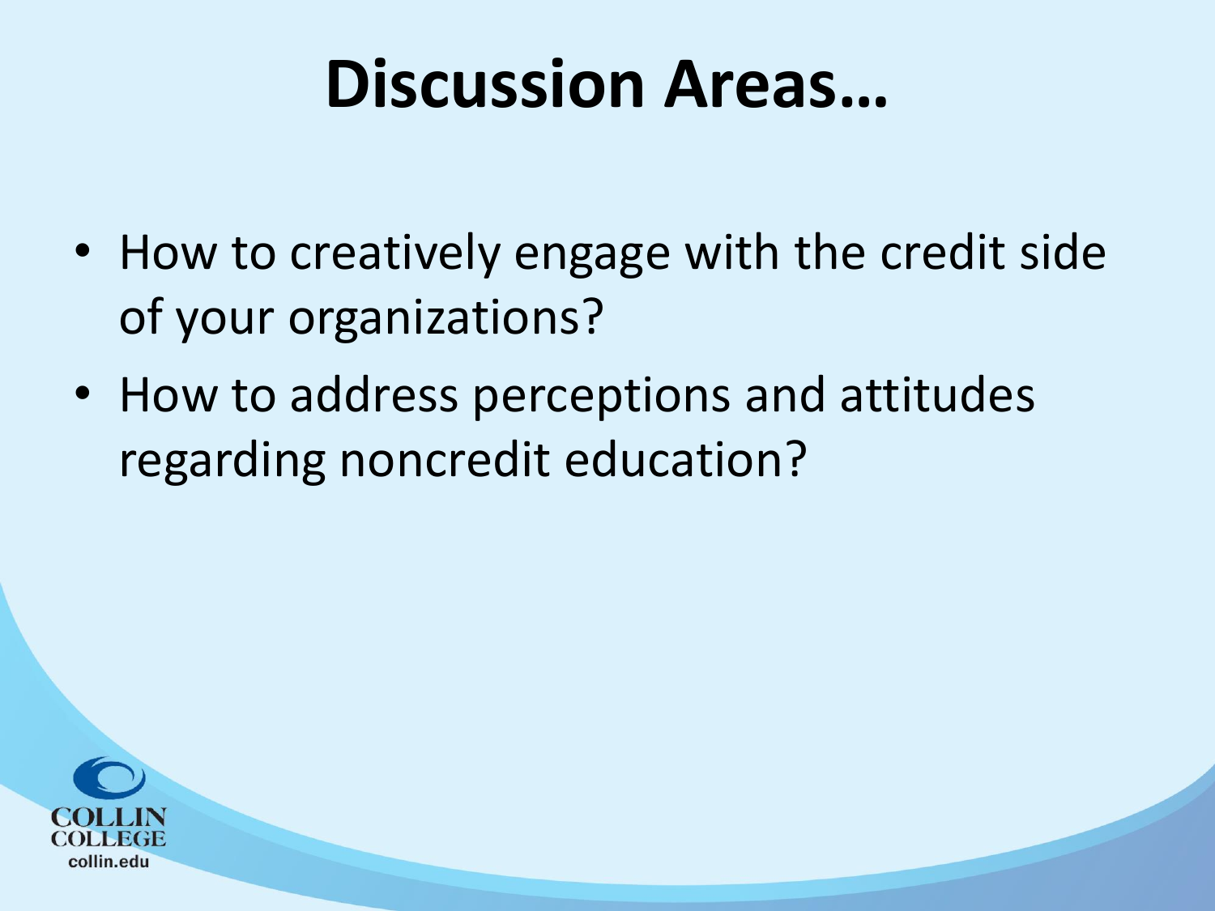# Discussion Areas…

- How to creatively engage with the credit side of your organizations?
- How to address perceptions and attitudes regarding noncredit education?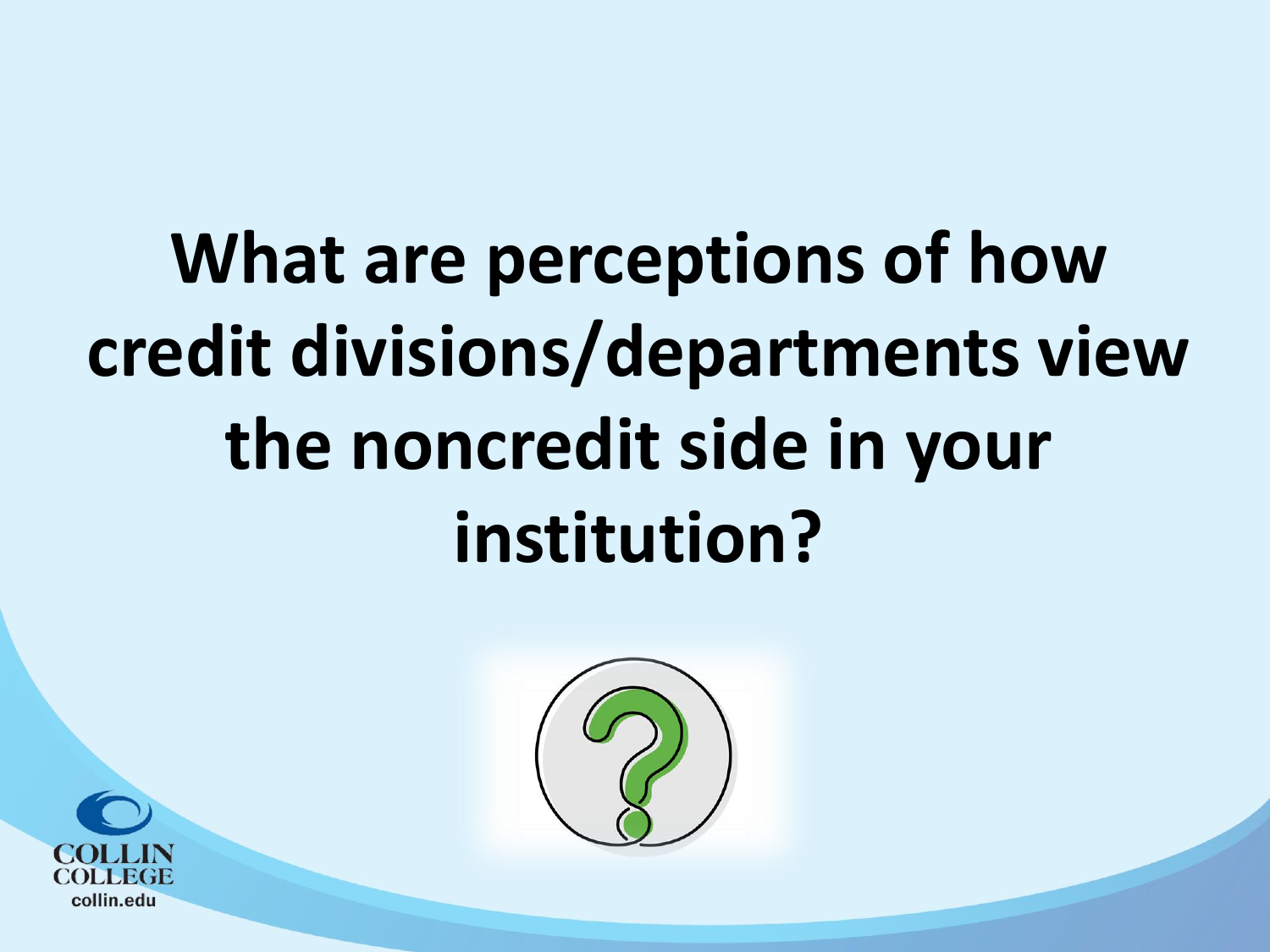# What are perceptions of how credit divisions/departments view the noncredit side in your institution?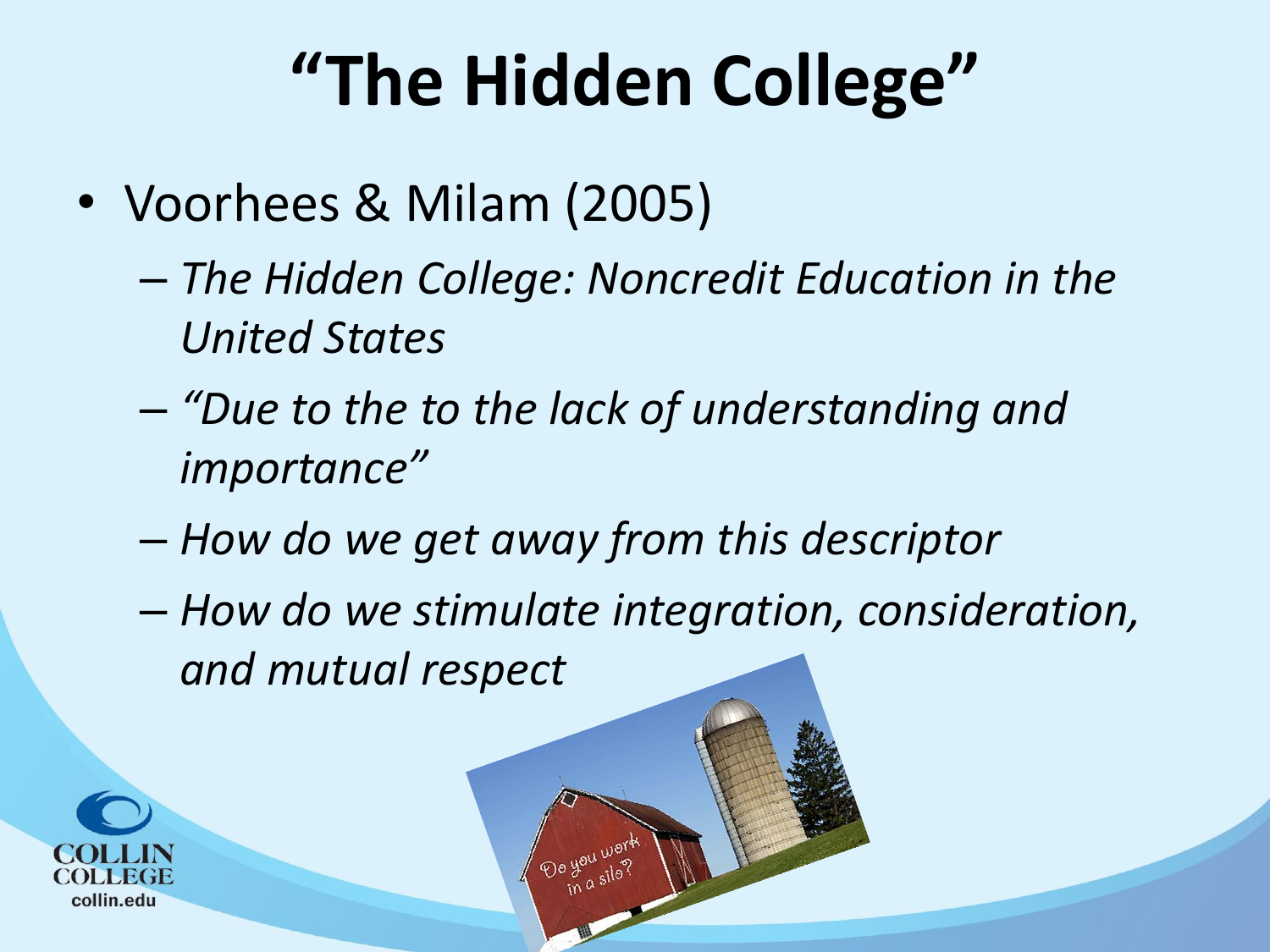# "The Hidden College"

- Voorhees & Milam (2005)
  - *The Hidden College: Noncredit Education in the United States*
  - *"Due to the to the lack of understanding and importance"*
  - *How do we get away from this descriptor*
  - *How do we stimulate integration, consideration, and mutual respect*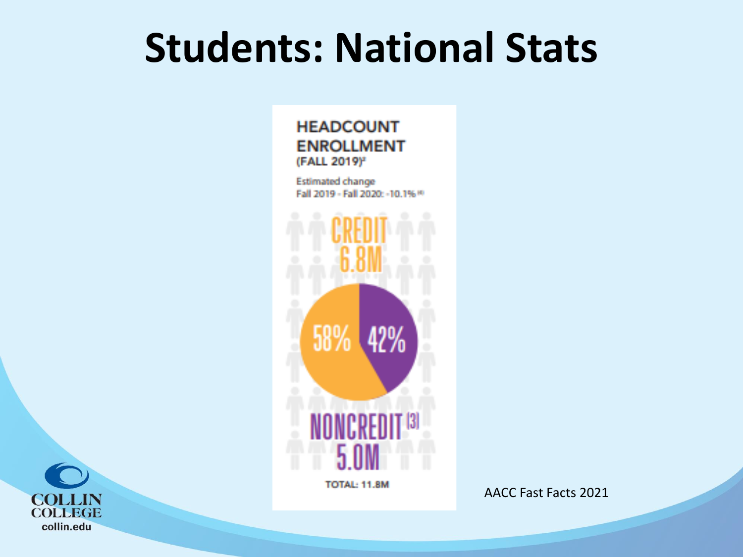# Students: National Stats

**HEADCOUNT ENROLLMENT**
**(FALL 2019)[2]**

Estimated change
Fall 2019 - Fall 2020: -10.1%[4]

CREDIT
6.8M

58% 42%

NONCREDIT[3]
5.0M

TOTAL: 11.8M

AACC Fast Facts 2021

COLLIN COLLEGE
collin.edu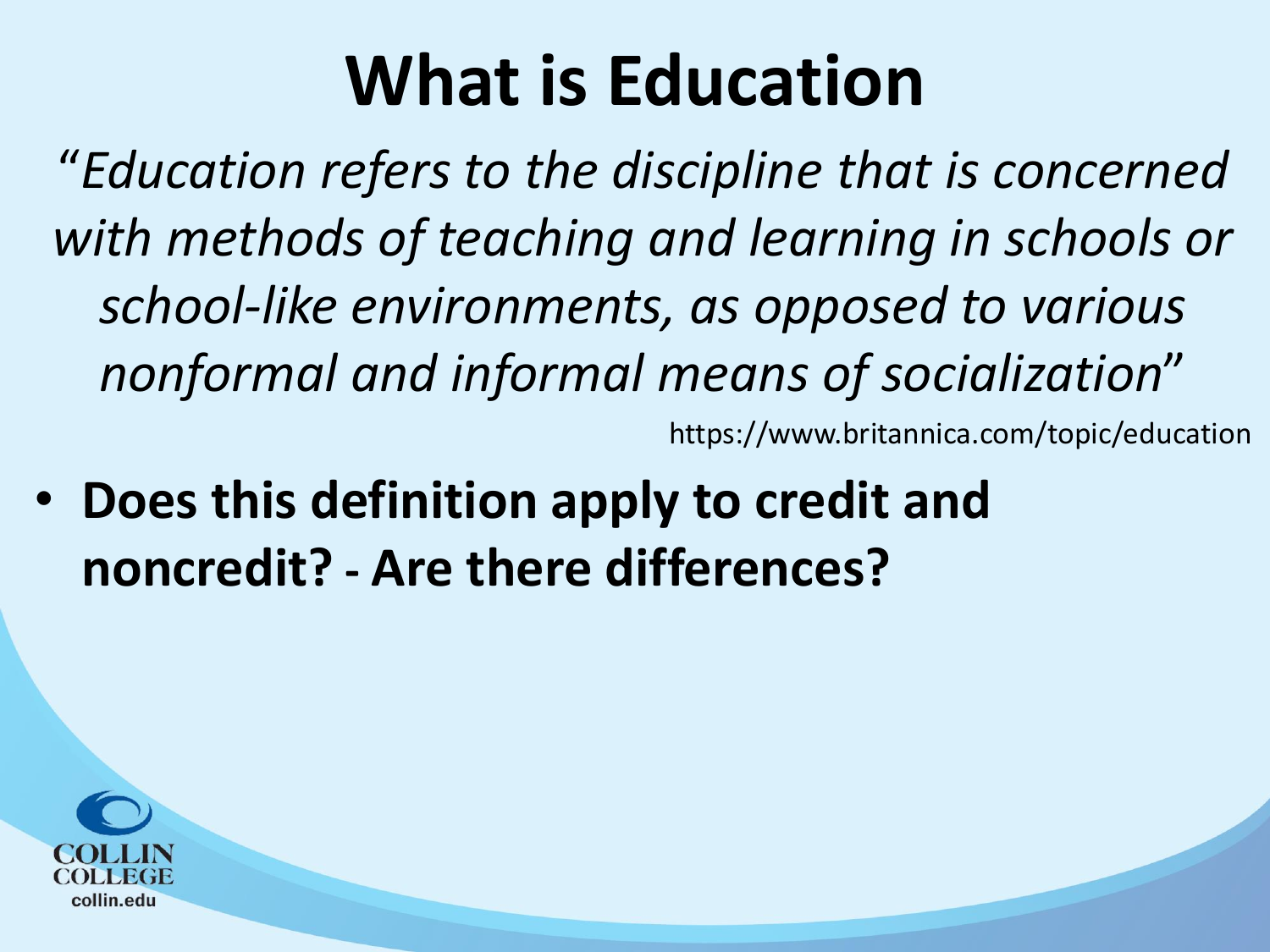# What is Education

*"Education refers to the discipline that is concerned with methods of teaching and learning in schools or school-like environments, as opposed to various nonformal and informal means of socialization"*

https://www.britannica.com/topic/education

- **Does this definition apply to credit and noncredit? - Are there differences?**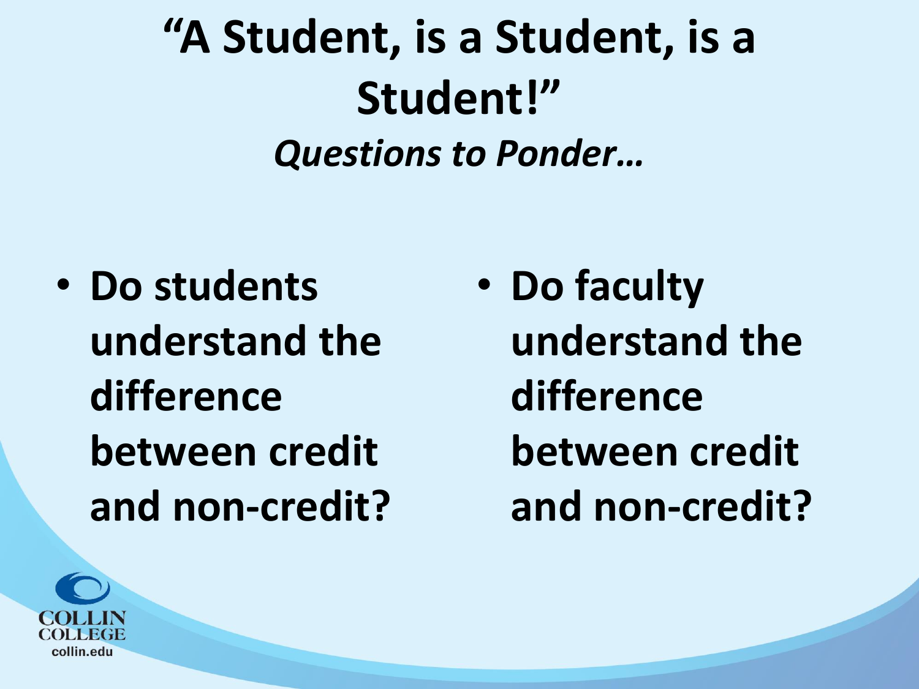# "A Student, is a Student, is a Student!"

***Questions to Ponder…***

- **Do students understand the difference between credit and non-credit?**
- **Do faculty understand the difference between credit and non-credit?**

COLLIN COLLEGE
collin.edu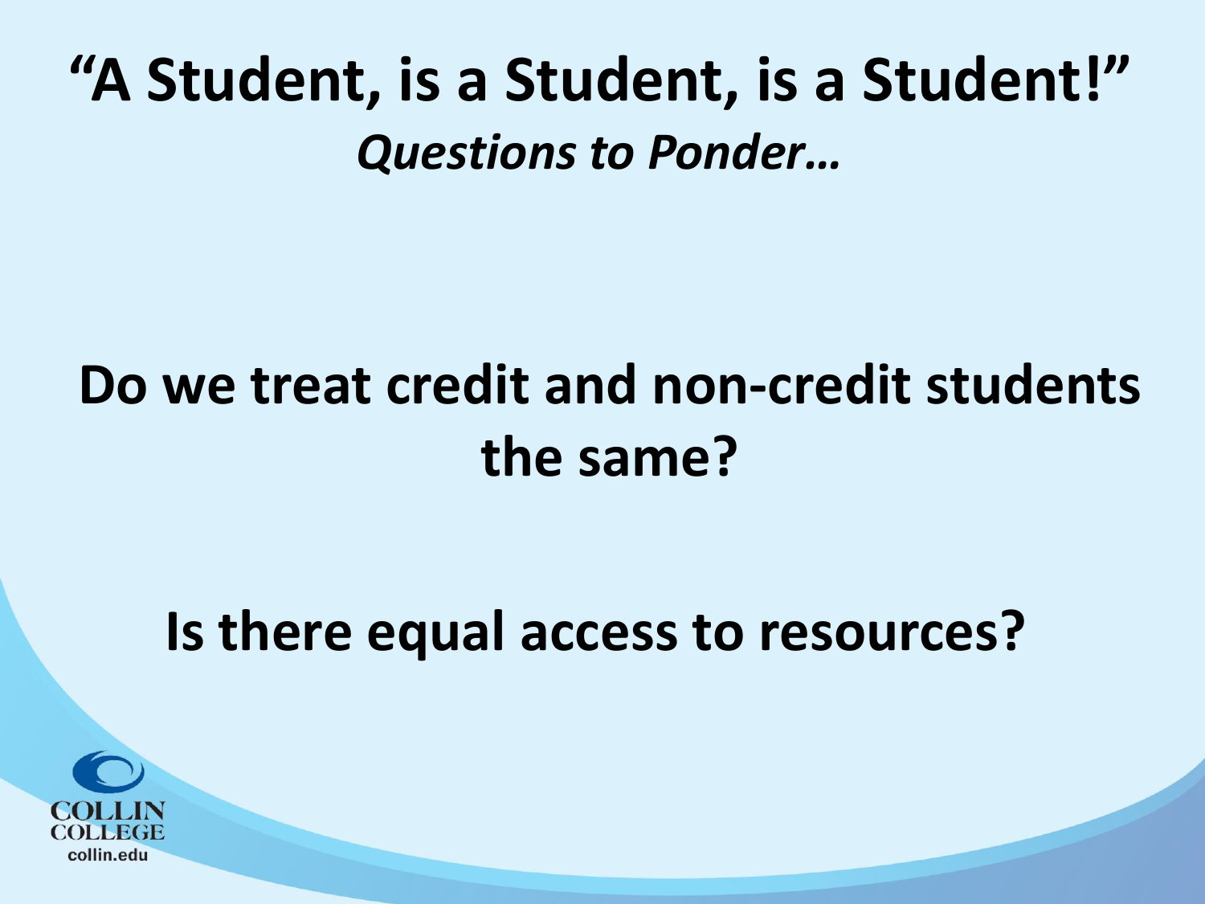# "A Student, is a Student, is a Student!"

***Questions to Ponder…***

**Do we treat credit and non-credit students the same?**

**Is there equal access to resources?**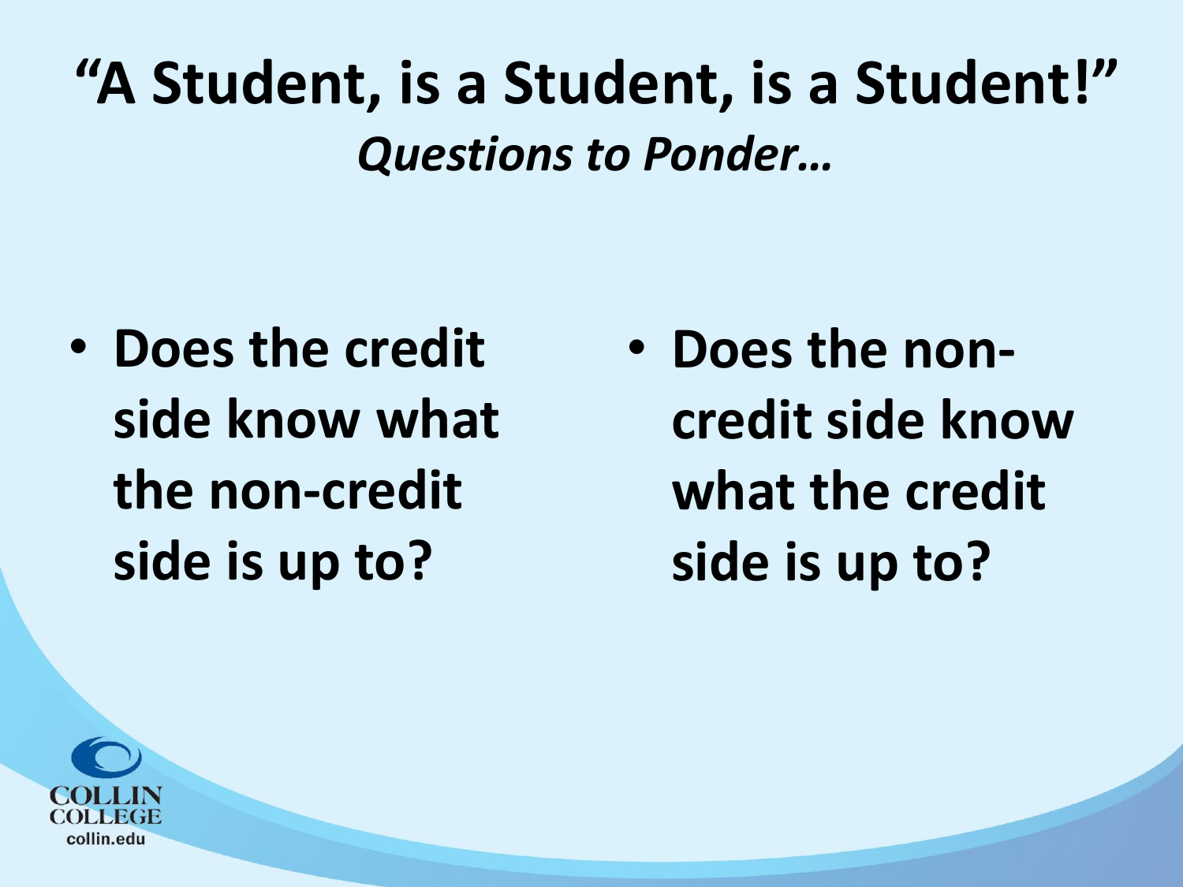# "A Student, is a Student, is a Student!"

*Questions to Ponder…*

- **Does the credit side know what the non-credit side is up to?**
- **Does the non-credit side know what the credit side is up to?**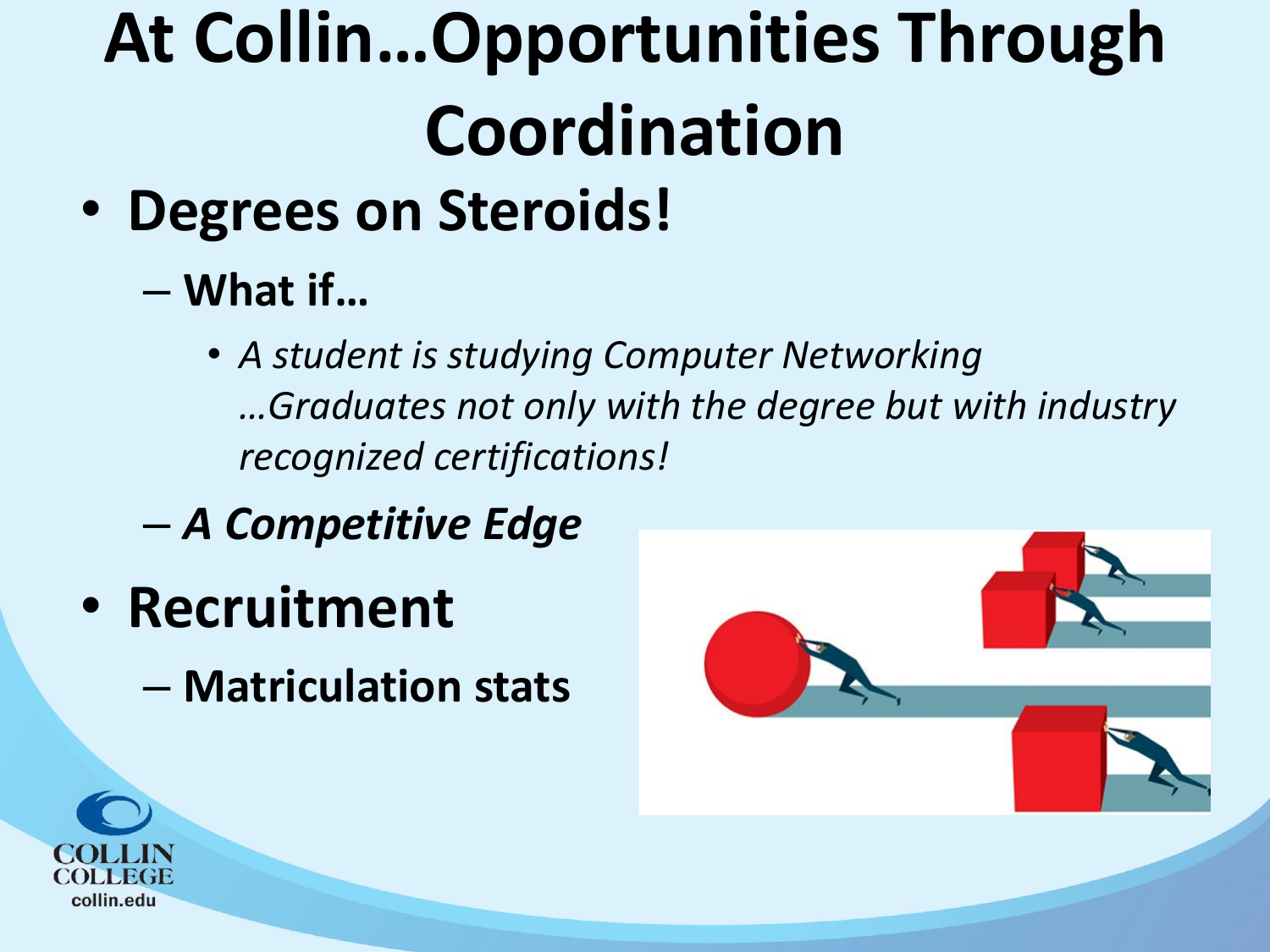# At Collin…Opportunities Through Coordination

- **Degrees on Steroids!**
  - **What if…**
    - *A student is studying Computer Networking …Graduates not only with the degree but with industry recognized certifications!*
  - ***A Competitive Edge***
- **Recruitment**
  - **Matriculation stats**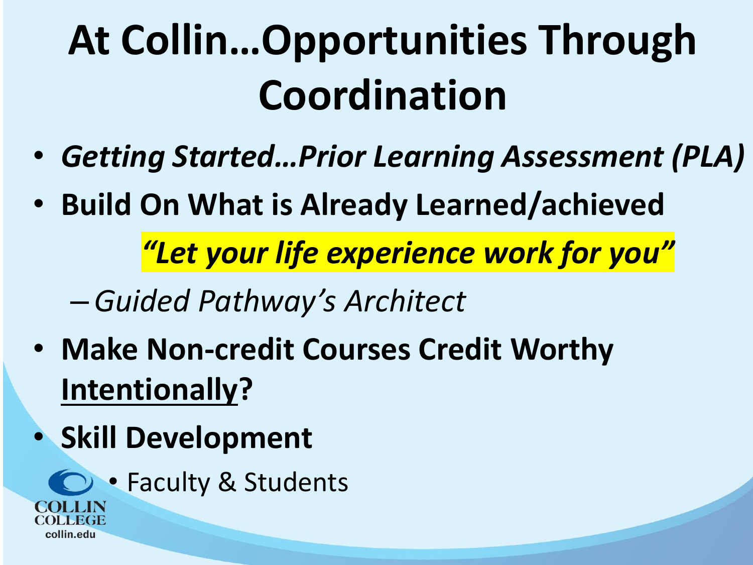# At Collin…Opportunities Through Coordination

- ***Getting Started…Prior Learning Assessment (PLA)***
- **Build On What is Already Learned/achieved**

  ***"Let your life experience work for you"***

  – *Guided Pathway's Architect*
- **Make Non-credit Courses Credit Worthy <u>Intentionally</u>?**
- **Skill Development**
  - Faculty & Students

COLLIN COLLEGE
collin.edu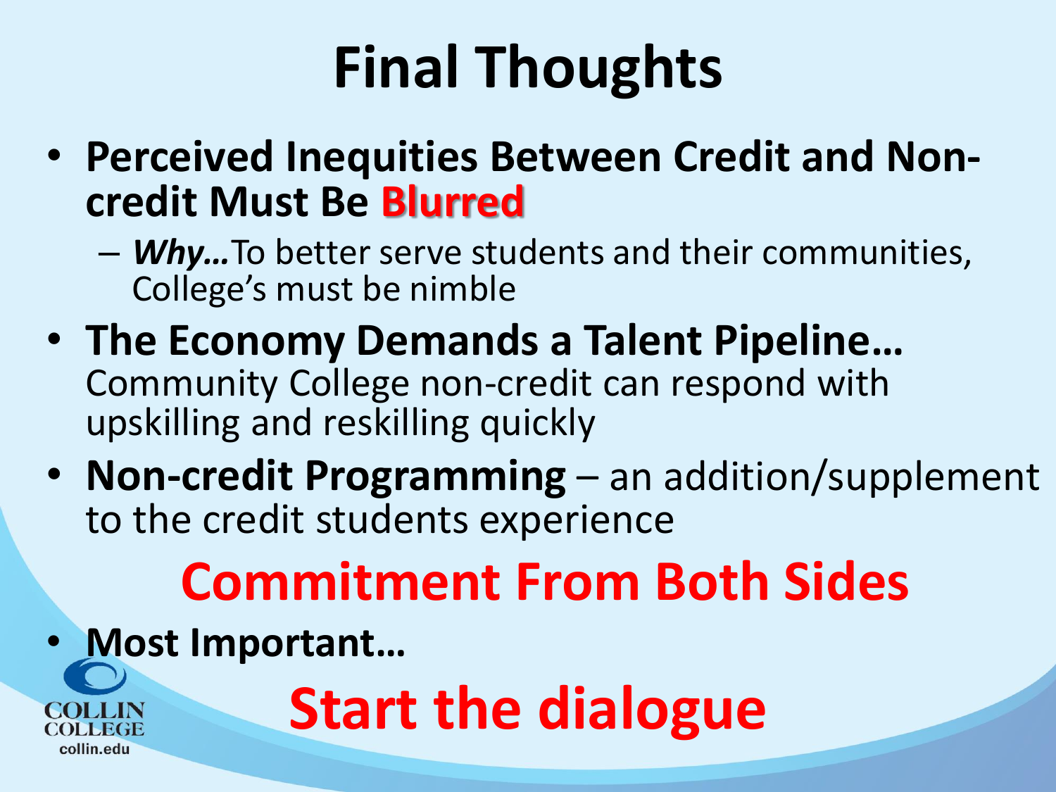# Final Thoughts

- **Perceived Inequities Between Credit and Non-credit Must Be Blurred**
  - ***Why…***To better serve students and their communities, College's must be nimble
- **The Economy Demands a Talent Pipeline…** Community College non-credit can respond with upskilling and reskilling quickly
- **Non-credit Programming** – an addition/supplement to the credit students experience

**Commitment From Both Sides**

- **Most Important…**

**Start the dialogue**

COLLIN COLLEGE
collin.edu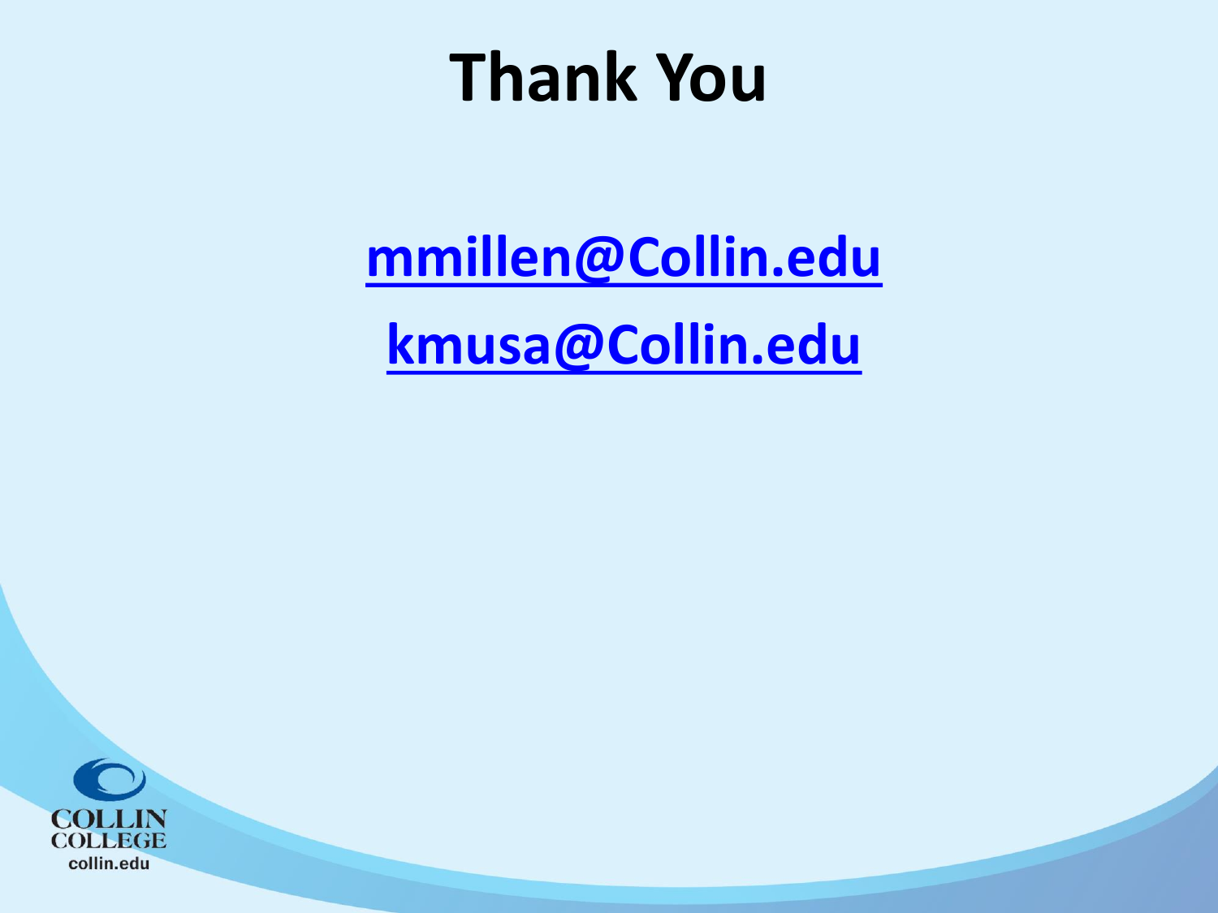# Thank You

mmillen@Collin.edu

kmusa@Collin.edu